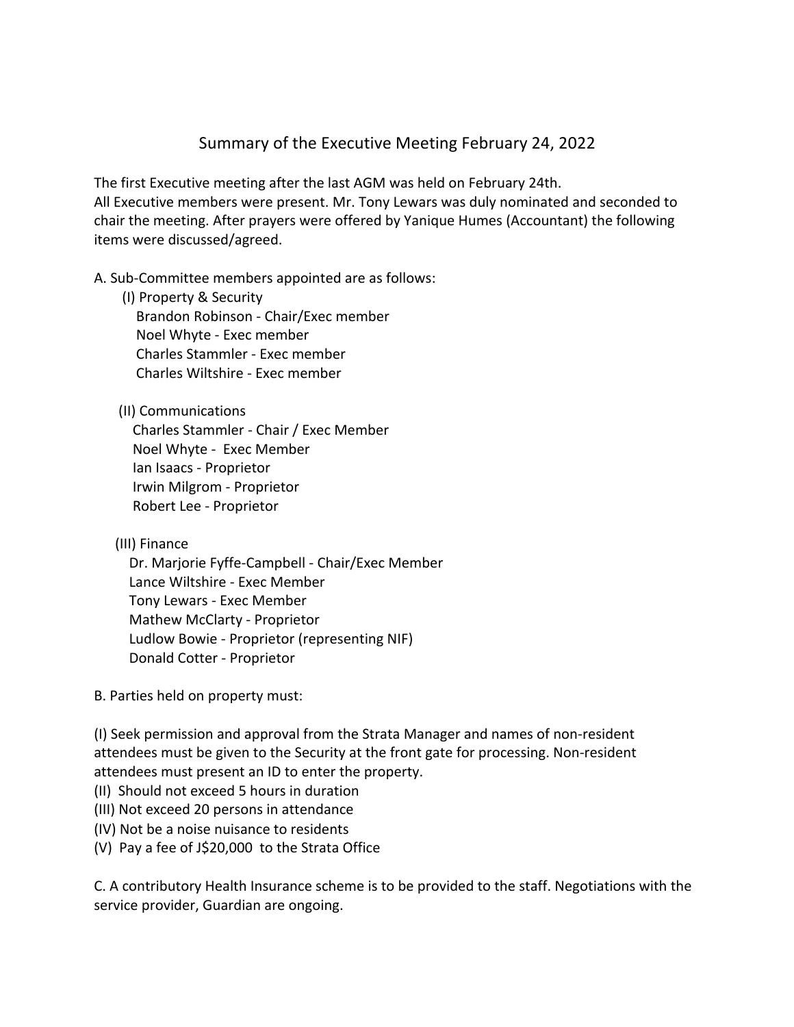# Summary of the Executive Meeting February 24, 2022

The first Executive meeting after the last AGM was held on February 24th.
All Executive members were present. Mr. Tony Lewars was duly nominated and seconded to chair the meeting. After prayers were offered by Yanique Humes (Accountant) the following items were discussed/agreed.

A. Sub-Committee members appointed are as follows:

(I) Property & Security
- Brandon Robinson - Chair/Exec member
- Noel Whyte - Exec member
- Charles Stammler - Exec member
- Charles Wiltshire - Exec member

(II) Communications
- Charles Stammler - Chair / Exec Member
- Noel Whyte - Exec Member
- Ian Isaacs - Proprietor
- Irwin Milgrom - Proprietor
- Robert Lee - Proprietor

(III) Finance
- Dr. Marjorie Fyffe-Campbell - Chair/Exec Member
- Lance Wiltshire - Exec Member
- Tony Lewars - Exec Member
- Mathew McClarty - Proprietor
- Ludlow Bowie - Proprietor (representing NIF)
- Donald Cotter - Proprietor

B. Parties held on property must:

(I) Seek permission and approval from the Strata Manager and names of non-resident attendees must be given to the Security at the front gate for processing. Non-resident attendees must present an ID to enter the property.
(II) Should not exceed 5 hours in duration
(III) Not exceed 20 persons in attendance
(IV) Not be a noise nuisance to residents
(V) Pay a fee of J$20,000 to the Strata Office

C. A contributory Health Insurance scheme is to be provided to the staff. Negotiations with the service provider, Guardian are ongoing.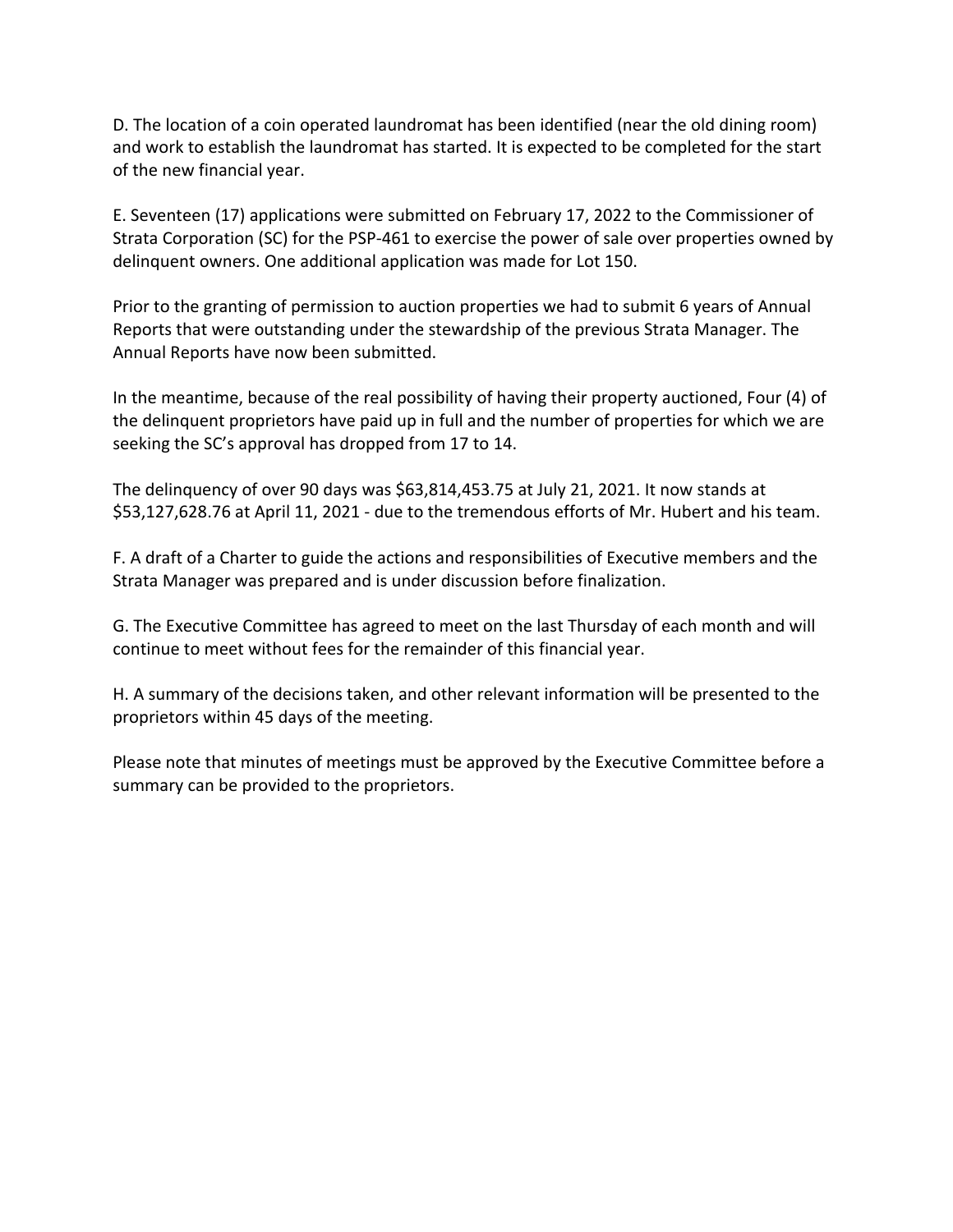D. The location of a coin operated laundromat has been identified (near the old dining room) and work to establish the laundromat has started. It is expected to be completed for the start of the new financial year.

E. Seventeen (17) applications were submitted on February 17, 2022 to the Commissioner of Strata Corporation (SC) for the PSP-461 to exercise the power of sale over properties owned by delinquent owners. One additional application was made for Lot 150.

Prior to the granting of permission to auction properties we had to submit 6 years of Annual Reports that were outstanding under the stewardship of the previous Strata Manager. The Annual Reports have now been submitted.

In the meantime, because of the real possibility of having their property auctioned, Four (4) of the delinquent proprietors have paid up in full and the number of properties for which we are seeking the SC's approval has dropped from 17 to 14.

The delinquency of over 90 days was $63,814,453.75 at July 21, 2021. It now stands at $53,127,628.76 at April 11, 2021 - due to the tremendous efforts of Mr. Hubert and his team.

F. A draft of a Charter to guide the actions and responsibilities of Executive members and the Strata Manager was prepared and is under discussion before finalization.

G. The Executive Committee has agreed to meet on the last Thursday of each month and will continue to meet without fees for the remainder of this financial year.

H. A summary of the decisions taken, and other relevant information will be presented to the proprietors within 45 days of the meeting.

Please note that minutes of meetings must be approved by the Executive Committee before a summary can be provided to the proprietors.